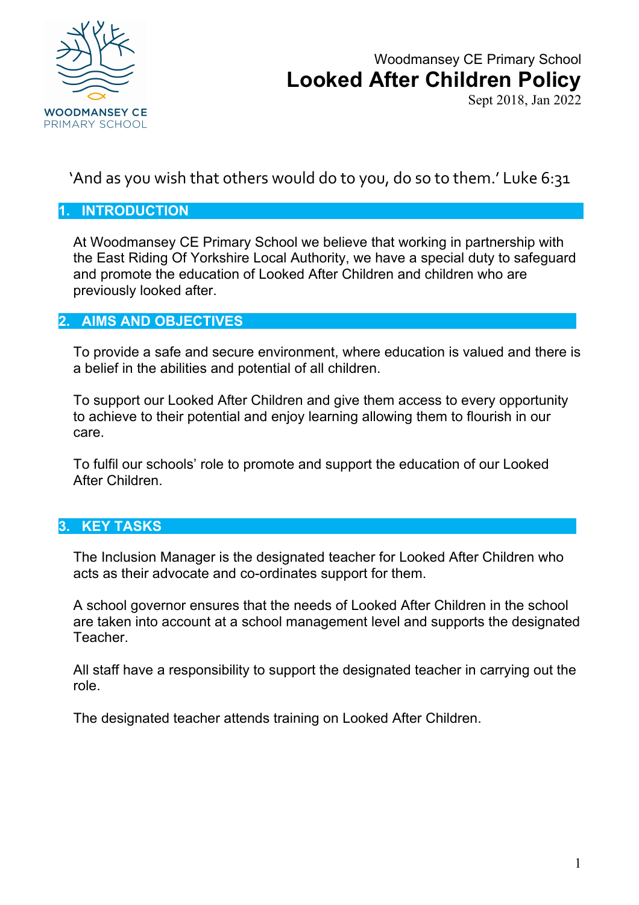Woodmansey CE Primary School

# Looked After Children Policy

Sept 2018, Jan 2022

'And as you wish that others would do to you, do so to them.' Luke 6:31

## 1. INTRODUCTION

At Woodmansey CE Primary School we believe that working in partnership with the East Riding Of Yorkshire Local Authority, we have a special duty to safeguard and promote the education of Looked After Children and children who are previously looked after.

## 2. AIMS AND OBJECTIVES

To provide a safe and secure environment, where education is valued and there is a belief in the abilities and potential of all children.

To support our Looked After Children and give them access to every opportunity to achieve to their potential and enjoy learning allowing them to flourish in our care.

To fulfil our schools' role to promote and support the education of our Looked After Children.

## 3. KEY TASKS

The Inclusion Manager is the designated teacher for Looked After Children who acts as their advocate and co-ordinates support for them.

A school governor ensures that the needs of Looked After Children in the school are taken into account at a school management level and supports the designated Teacher.

All staff have a responsibility to support the designated teacher in carrying out the role.

The designated teacher attends training on Looked After Children.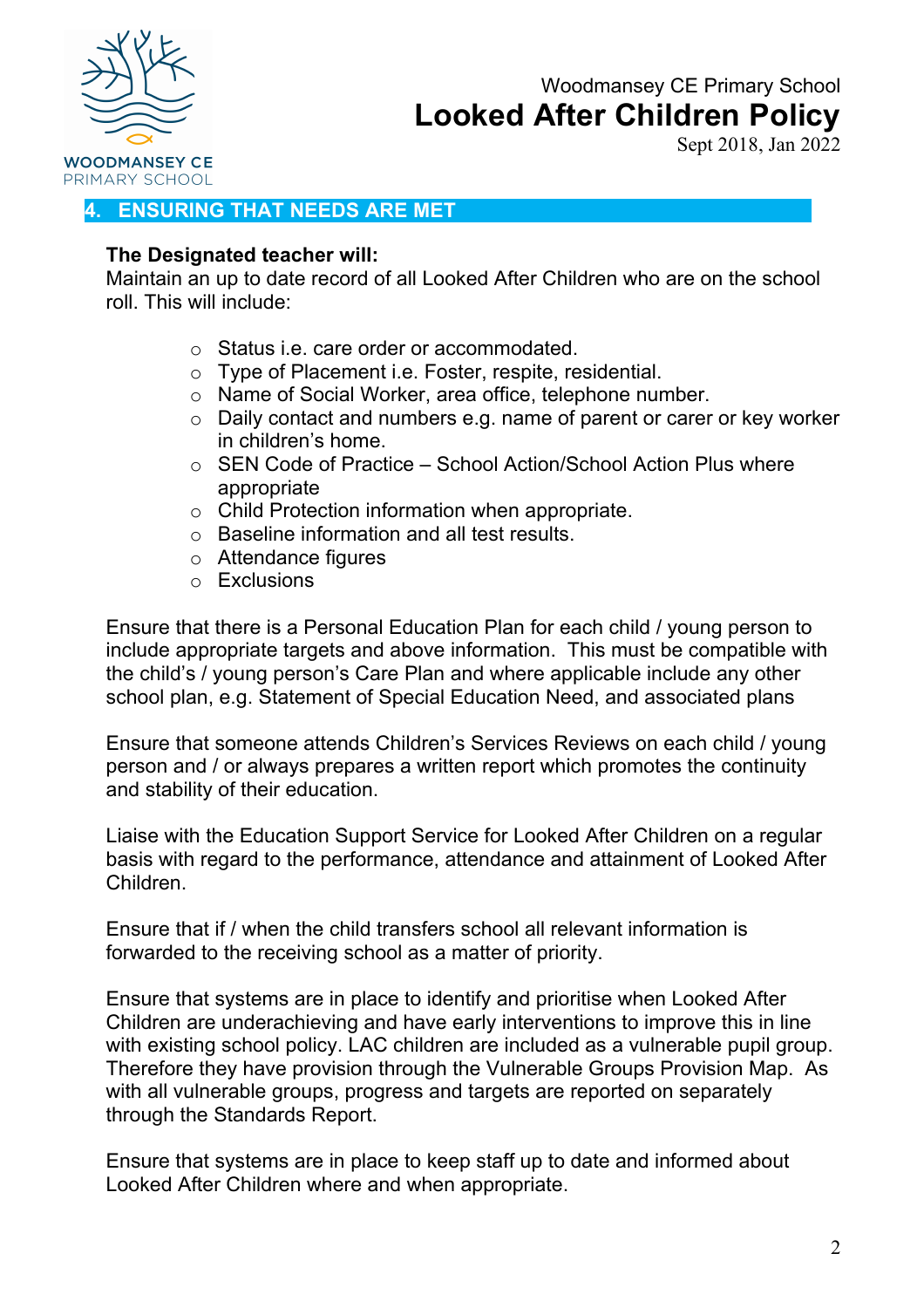## 4. ENSURING THAT NEEDS ARE MET

**The Designated teacher will:**
Maintain an up to date record of all Looked After Children who are on the school roll. This will include:

- Status i.e. care order or accommodated.
- Type of Placement i.e. Foster, respite, residential.
- Name of Social Worker, area office, telephone number.
- Daily contact and numbers e.g. name of parent or carer or key worker in children's home.
- SEN Code of Practice – School Action/School Action Plus where appropriate
- Child Protection information when appropriate.
- Baseline information and all test results.
- Attendance figures
- Exclusions

Ensure that there is a Personal Education Plan for each child / young person to include appropriate targets and above information. This must be compatible with the child's / young person's Care Plan and where applicable include any other school plan, e.g. Statement of Special Education Need, and associated plans

Ensure that someone attends Children's Services Reviews on each child / young person and / or always prepares a written report which promotes the continuity and stability of their education.

Liaise with the Education Support Service for Looked After Children on a regular basis with regard to the performance, attendance and attainment of Looked After Children.

Ensure that if / when the child transfers school all relevant information is forwarded to the receiving school as a matter of priority.

Ensure that systems are in place to identify and prioritise when Looked After Children are underachieving and have early interventions to improve this in line with existing school policy. LAC children are included as a vulnerable pupil group. Therefore they have provision through the Vulnerable Groups Provision Map. As with all vulnerable groups, progress and targets are reported on separately through the Standards Report.

Ensure that systems are in place to keep staff up to date and informed about Looked After Children where and when appropriate.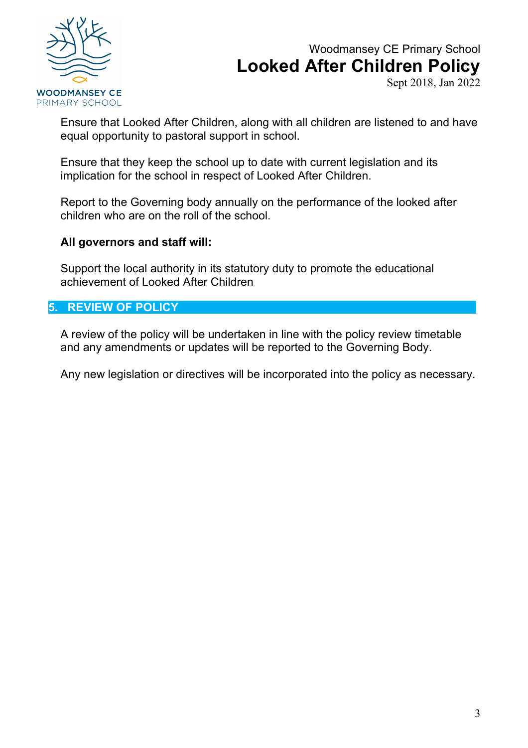Ensure that Looked After Children, along with all children are listened to and have equal opportunity to pastoral support in school.

Ensure that they keep the school up to date with current legislation and its implication for the school in respect of Looked After Children.

Report to the Governing body annually on the performance of the looked after children who are on the roll of the school.

**All governors and staff will:**

Support the local authority in its statutory duty to promote the educational achievement of Looked After Children

## 5. REVIEW OF POLICY

A review of the policy will be undertaken in line with the policy review timetable and any amendments or updates will be reported to the Governing Body.

Any new legislation or directives will be incorporated into the policy as necessary.